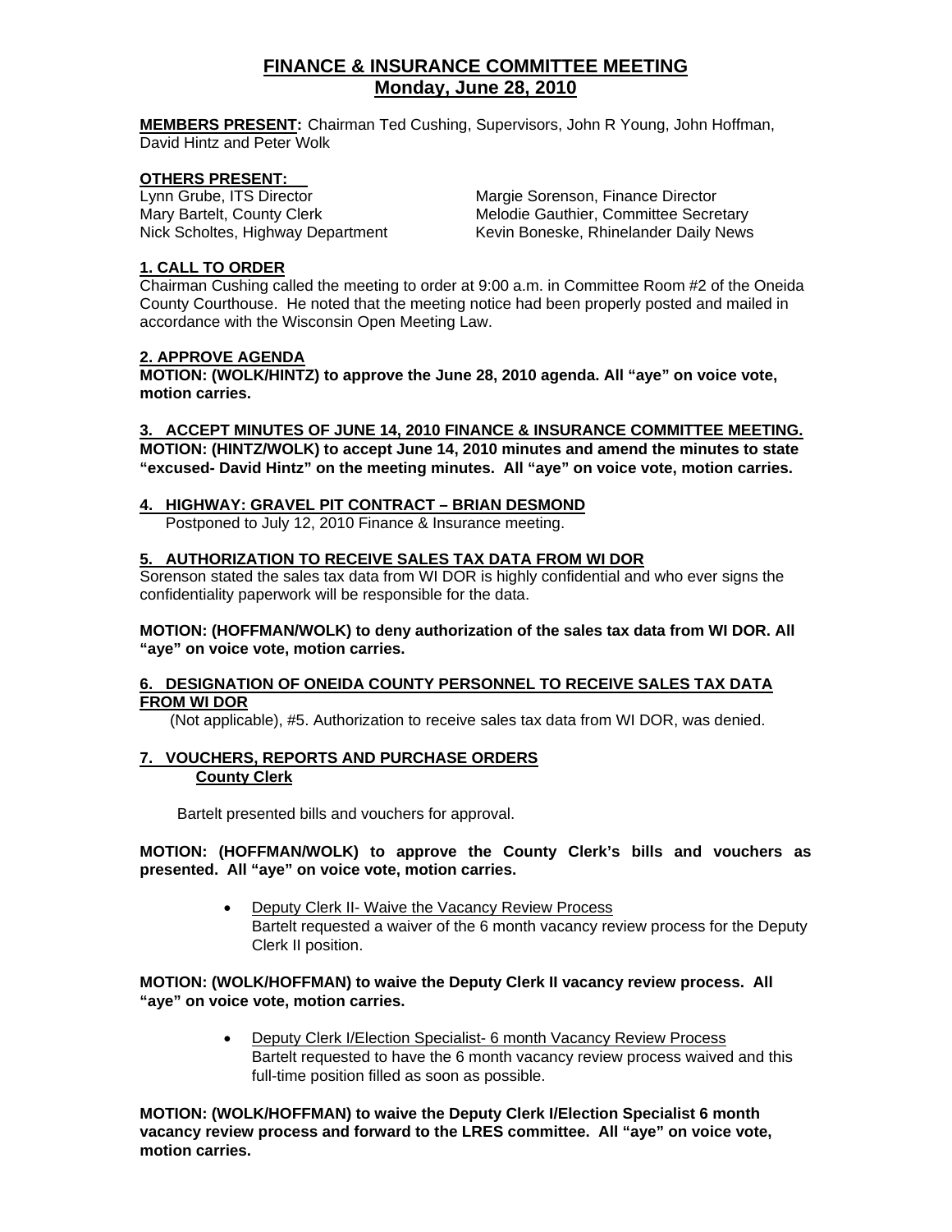# FINANCE & INSURANCE COMMITTEE MEETING
## Monday, June 28, 2010

**MEMBERS PRESENT:** Chairman Ted Cushing, Supervisors, John R Young, John Hoffman, David Hintz and Peter Wolk

**OTHERS PRESENT:**

Lynn Grube, ITS Director
Mary Bartelt, County Clerk
Nick Scholtes, Highway Department
Margie Sorenson, Finance Director
Melodie Gauthier, Committee Secretary
Kevin Boneske, Rhinelander Daily News

### 1. CALL TO ORDER

Chairman Cushing called the meeting to order at 9:00 a.m. in Committee Room #2 of the Oneida County Courthouse. He noted that the meeting notice had been properly posted and mailed in accordance with the Wisconsin Open Meeting Law.

### 2. APPROVE AGENDA

**MOTION: (WOLK/HINTZ) to approve the June 28, 2010 agenda. All "aye" on voice vote, motion carries.**

### 3. ACCEPT MINUTES OF JUNE 14, 2010 FINANCE & INSURANCE COMMITTEE MEETING.

**MOTION: (HINTZ/WOLK) to accept June 14, 2010 minutes and amend the minutes to state "excused- David Hintz" on the meeting minutes. All "aye" on voice vote, motion carries.**

### 4. HIGHWAY: GRAVEL PIT CONTRACT – BRIAN DESMOND

Postponed to July 12, 2010 Finance & Insurance meeting.

### 5. AUTHORIZATION TO RECEIVE SALES TAX DATA FROM WI DOR

Sorenson stated the sales tax data from WI DOR is highly confidential and who ever signs the confidentiality paperwork will be responsible for the data.

**MOTION: (HOFFMAN/WOLK) to deny authorization of the sales tax data from WI DOR. All "aye" on voice vote, motion carries.**

### 6. DESIGNATION OF ONEIDA COUNTY PERSONNEL TO RECEIVE SALES TAX DATA FROM WI DOR

(Not applicable), #5. Authorization to receive sales tax data from WI DOR, was denied.

### 7. VOUCHERS, REPORTS AND PURCHASE ORDERS

**County Clerk**

Bartelt presented bills and vouchers for approval.

**MOTION: (HOFFMAN/WOLK) to approve the County Clerk's bills and vouchers as presented. All "aye" on voice vote, motion carries.**

- Deputy Clerk II- Waive the Vacancy Review Process
  Bartelt requested a waiver of the 6 month vacancy review process for the Deputy Clerk II position.

**MOTION: (WOLK/HOFFMAN) to waive the Deputy Clerk II vacancy review process. All "aye" on voice vote, motion carries.**

- Deputy Clerk I/Election Specialist- 6 month Vacancy Review Process
  Bartelt requested to have the 6 month vacancy review process waived and this full-time position filled as soon as possible.

**MOTION: (WOLK/HOFFMAN) to waive the Deputy Clerk I/Election Specialist 6 month vacancy review process and forward to the LRES committee. All "aye" on voice vote, motion carries.**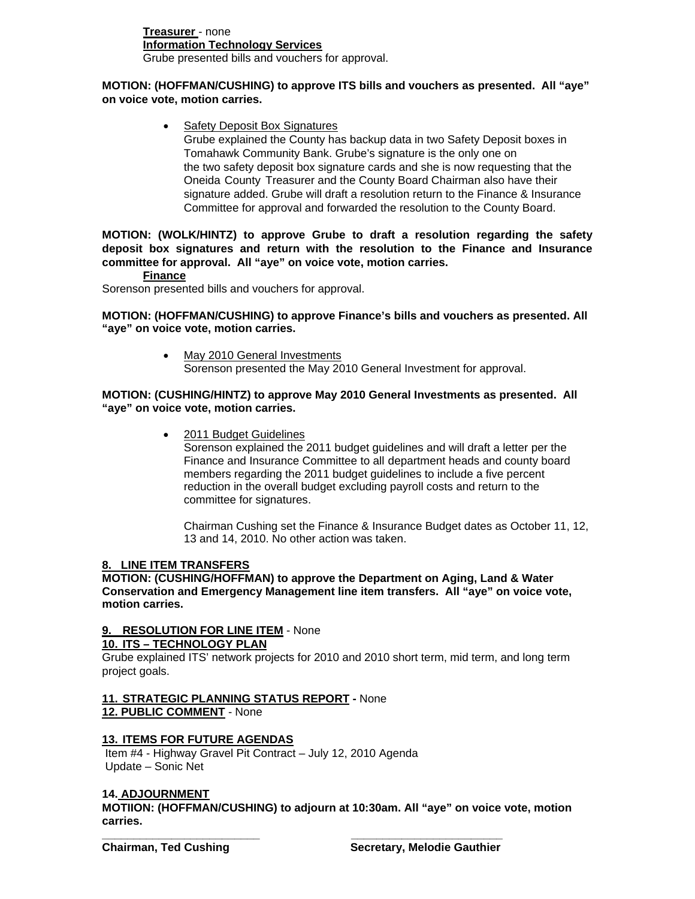**Treasurer** - none

**Information Technology Services**

Grube presented bills and vouchers for approval.

**MOTION: (HOFFMAN/CUSHING) to approve ITS bills and vouchers as presented. All "aye" on voice vote, motion carries.**

- Safety Deposit Box Signatures

  Grube explained the County has backup data in two Safety Deposit boxes in Tomahawk Community Bank. Grube's signature is the only one on the two safety deposit box signature cards and she is now requesting that the Oneida County Treasurer and the County Board Chairman also have their signature added. Grube will draft a resolution return to the Finance & Insurance Committee for approval and forwarded the resolution to the County Board.

**MOTION: (WOLK/HINTZ) to approve Grube to draft a resolution regarding the safety deposit box signatures and return with the resolution to the Finance and Insurance committee for approval. All "aye" on voice vote, motion carries.**

**Finance**

Sorenson presented bills and vouchers for approval.

**MOTION: (HOFFMAN/CUSHING) to approve Finance's bills and vouchers as presented. All "aye" on voice vote, motion carries.**

- May 2010 General Investments

  Sorenson presented the May 2010 General Investment for approval.

**MOTION: (CUSHING/HINTZ) to approve May 2010 General Investments as presented. All "aye" on voice vote, motion carries.**

- 2011 Budget Guidelines

  Sorenson explained the 2011 budget guidelines and will draft a letter per the Finance and Insurance Committee to all department heads and county board members regarding the 2011 budget guidelines to include a five percent reduction in the overall budget excluding payroll costs and return to the committee for signatures.

  Chairman Cushing set the Finance & Insurance Budget dates as October 11, 12, 13 and 14, 2010. No other action was taken.

**8. LINE ITEM TRANSFERS**

**MOTION: (CUSHING/HOFFMAN) to approve the Department on Aging, Land & Water Conservation and Emergency Management line item transfers. All "aye" on voice vote, motion carries.**

**9. RESOLUTION FOR LINE ITEM** - None

**10. ITS – TECHNOLOGY PLAN**

Grube explained ITS' network projects for 2010 and 2010 short term, mid term, and long term project goals.

**11. STRATEGIC PLANNING STATUS REPORT -** None

**12. PUBLIC COMMENT** - None

**13. ITEMS FOR FUTURE AGENDAS**

Item #4 - Highway Gravel Pit Contract – July 12, 2010 Agenda

Update – Sonic Net

**14. ADJOURNMENT**

**MOTIION: (HOFFMAN/CUSHING) to adjourn at 10:30am. All "aye" on voice vote, motion carries.**

_________________________ _________________________

**Chairman, Ted Cushing** **Secretary, Melodie Gauthier**